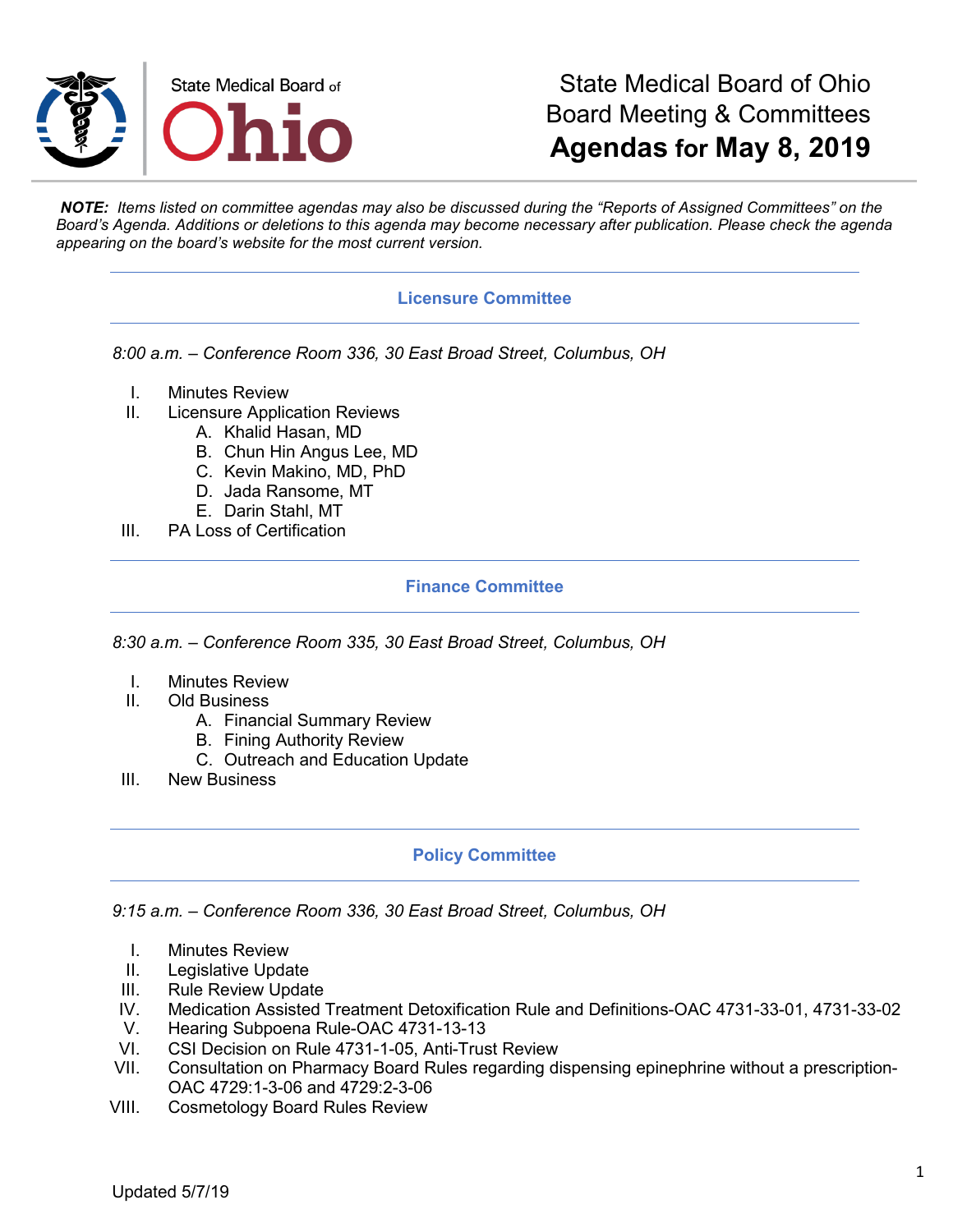State Medical Board of Ohio

# State Medical Board of Ohio
## Board Meeting & Committees
## **Agendas for May 8, 2019**

***NOTE:*** *Items listed on committee agendas may also be discussed during the "Reports of Assigned Committees" on the Board's Agenda. Additions or deletions to this agenda may become necessary after publication. Please check the agenda appearing on the board's website for the most current version.*

---

### Licensure Committee

---

*8:00 a.m. – Conference Room 336, 30 East Broad Street, Columbus, OH*

I. Minutes Review
II. Licensure Application Reviews
   A. Khalid Hasan, MD
   B. Chun Hin Angus Lee, MD
   C. Kevin Makino, MD, PhD
   D. Jada Ransome, MT
   E. Darin Stahl, MT
III. PA Loss of Certification

---

### Finance Committee

---

*8:30 a.m. – Conference Room 335, 30 East Broad Street, Columbus, OH*

I. Minutes Review
II. Old Business
   A. Financial Summary Review
   B. Fining Authority Review
   C. Outreach and Education Update
III. New Business

---

### Policy Committee

---

*9:15 a.m. – Conference Room 336, 30 East Broad Street, Columbus, OH*

I. Minutes Review
II. Legislative Update
III. Rule Review Update
IV. Medication Assisted Treatment Detoxification Rule and Definitions-OAC 4731-33-01, 4731-33-02
V. Hearing Subpoena Rule-OAC 4731-13-13
VI. CSI Decision on Rule 4731-1-05, Anti-Trust Review
VII. Consultation on Pharmacy Board Rules regarding dispensing epinephrine without a prescription-OAC 4729:1-3-06 and 4729:2-3-06
VIII. Cosmetology Board Rules Review

Updated 5/7/19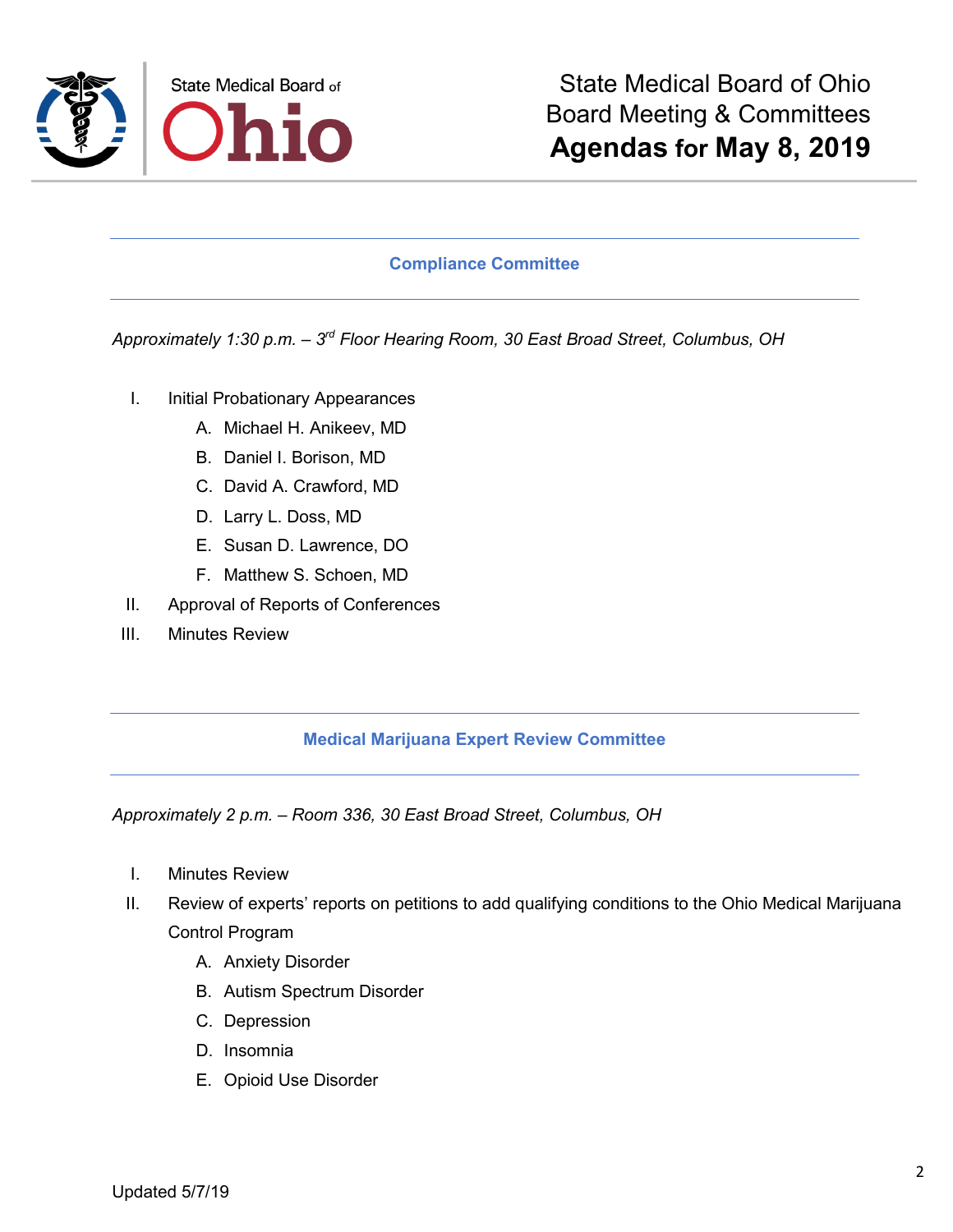# State Medical Board of Ohio Board Meeting & Committees **Agendas for May 8, 2019**

## Compliance Committee

*Approximately 1:30 p.m. – 3rd Floor Hearing Room, 30 East Broad Street, Columbus, OH*

I. Initial Probationary Appearances
   A. Michael H. Anikeev, MD
   B. Daniel I. Borison, MD
   C. David A. Crawford, MD
   D. Larry L. Doss, MD
   E. Susan D. Lawrence, DO
   F. Matthew S. Schoen, MD

II. Approval of Reports of Conferences

III. Minutes Review

## Medical Marijuana Expert Review Committee

*Approximately 2 p.m. – Room 336, 30 East Broad Street, Columbus, OH*

I. Minutes Review

II. Review of experts' reports on petitions to add qualifying conditions to the Ohio Medical Marijuana Control Program
   A. Anxiety Disorder
   B. Autism Spectrum Disorder
   C. Depression
   D. Insomnia
   E. Opioid Use Disorder

Updated 5/7/19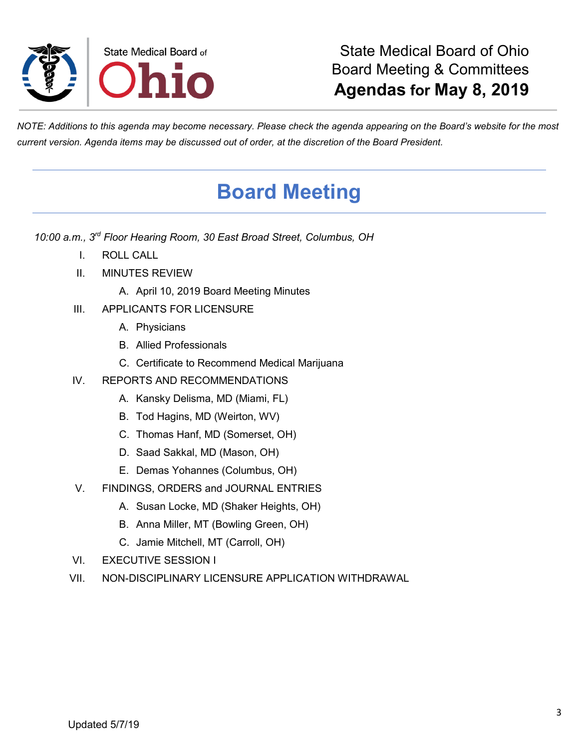State Medical Board of Ohio
Board Meeting & Committees
**Agendas for May 8, 2019**

*NOTE: Additions to this agenda may become necessary. Please check the agenda appearing on the Board's website for the most current version. Agenda items may be discussed out of order, at the discretion of the Board President.*

# Board Meeting

*10:00 a.m., 3rd Floor Hearing Room, 30 East Broad Street, Columbus, OH*

I. ROLL CALL

II. MINUTES REVIEW
   A. April 10, 2019 Board Meeting Minutes

III. APPLICANTS FOR LICENSURE
   A. Physicians
   B. Allied Professionals
   C. Certificate to Recommend Medical Marijuana

IV. REPORTS AND RECOMMENDATIONS
   A. Kansky Delisma, MD (Miami, FL)
   B. Tod Hagins, MD (Weirton, WV)
   C. Thomas Hanf, MD (Somerset, OH)
   D. Saad Sakkal, MD (Mason, OH)
   E. Demas Yohannes (Columbus, OH)

V. FINDINGS, ORDERS and JOURNAL ENTRIES
   A. Susan Locke, MD (Shaker Heights, OH)
   B. Anna Miller, MT (Bowling Green, OH)
   C. Jamie Mitchell, MT (Carroll, OH)

VI. EXECUTIVE SESSION I

VII. NON-DISCIPLINARY LICENSURE APPLICATION WITHDRAWAL

Updated 5/7/19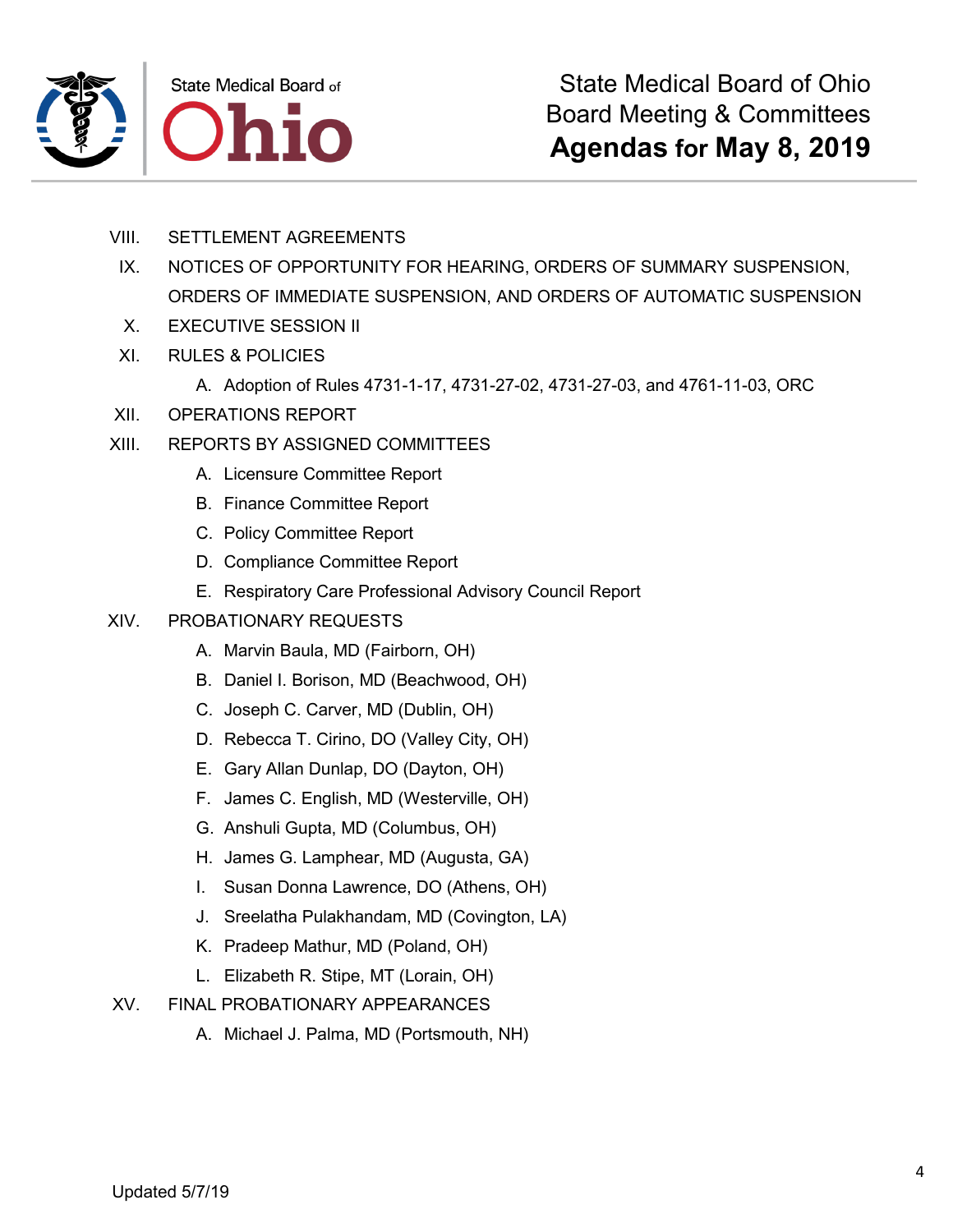VIII. SETTLEMENT AGREEMENTS

IX. NOTICES OF OPPORTUNITY FOR HEARING, ORDERS OF SUMMARY SUSPENSION, ORDERS OF IMMEDIATE SUSPENSION, AND ORDERS OF AUTOMATIC SUSPENSION

X. EXECUTIVE SESSION II

XI. RULES & POLICIES

   A. Adoption of Rules 4731-1-17, 4731-27-02, 4731-27-03, and 4761-11-03, ORC

XII. OPERATIONS REPORT

XIII. REPORTS BY ASSIGNED COMMITTEES

   A. Licensure Committee Report
   B. Finance Committee Report
   C. Policy Committee Report
   D. Compliance Committee Report
   E. Respiratory Care Professional Advisory Council Report

XIV. PROBATIONARY REQUESTS

   A. Marvin Baula, MD (Fairborn, OH)
   B. Daniel I. Borison, MD (Beachwood, OH)
   C. Joseph C. Carver, MD (Dublin, OH)
   D. Rebecca T. Cirino, DO (Valley City, OH)
   E. Gary Allan Dunlap, DO (Dayton, OH)
   F. James C. English, MD (Westerville, OH)
   G. Anshuli Gupta, MD (Columbus, OH)
   H. James G. Lamphear, MD (Augusta, GA)
   I. Susan Donna Lawrence, DO (Athens, OH)
   J. Sreelatha Pulakhandam, MD (Covington, LA)
   K. Pradeep Mathur, MD (Poland, OH)
   L. Elizabeth R. Stipe, MT (Lorain, OH)

XV. FINAL PROBATIONARY APPEARANCES

   A. Michael J. Palma, MD (Portsmouth, NH)

Updated 5/7/19